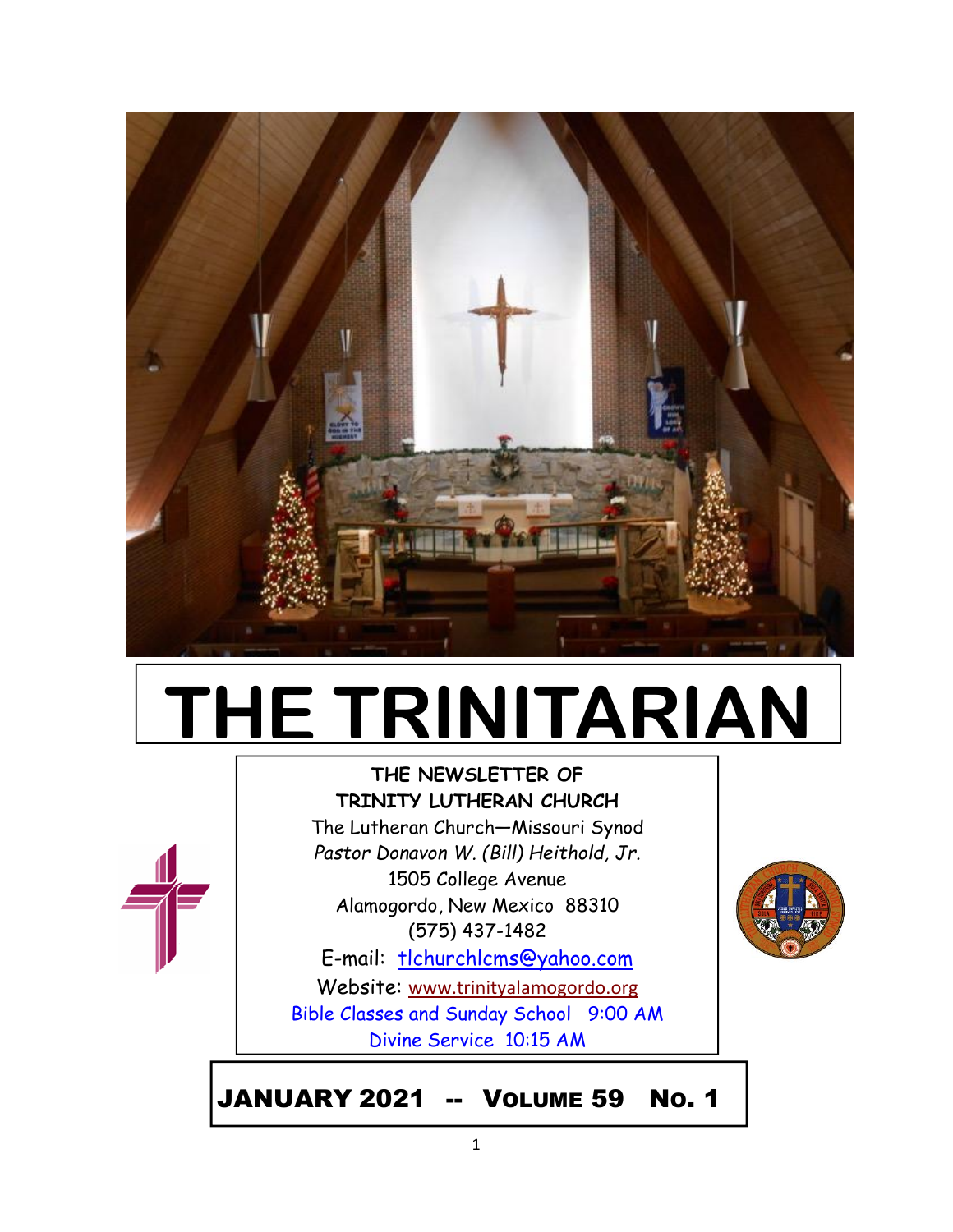# THE TRINITARIAN

**THE NEWSLETTER OF**
**TRINITY LUTHERAN CHURCH**

The Lutheran Church—Missouri Synod

*Pastor Donavon W. (Bill) Heithold, Jr.*

1505 College Avenue

Alamogordo, New Mexico 88310

(575) 437-1482

E-mail: tlchurchlcms@yahoo.com

Website: www.trinityalamogordo.org

Bible Classes and Sunday School 9:00 AM

Divine Service 10:15 AM

## JANUARY 2021 -- VOLUME 59 NO. 1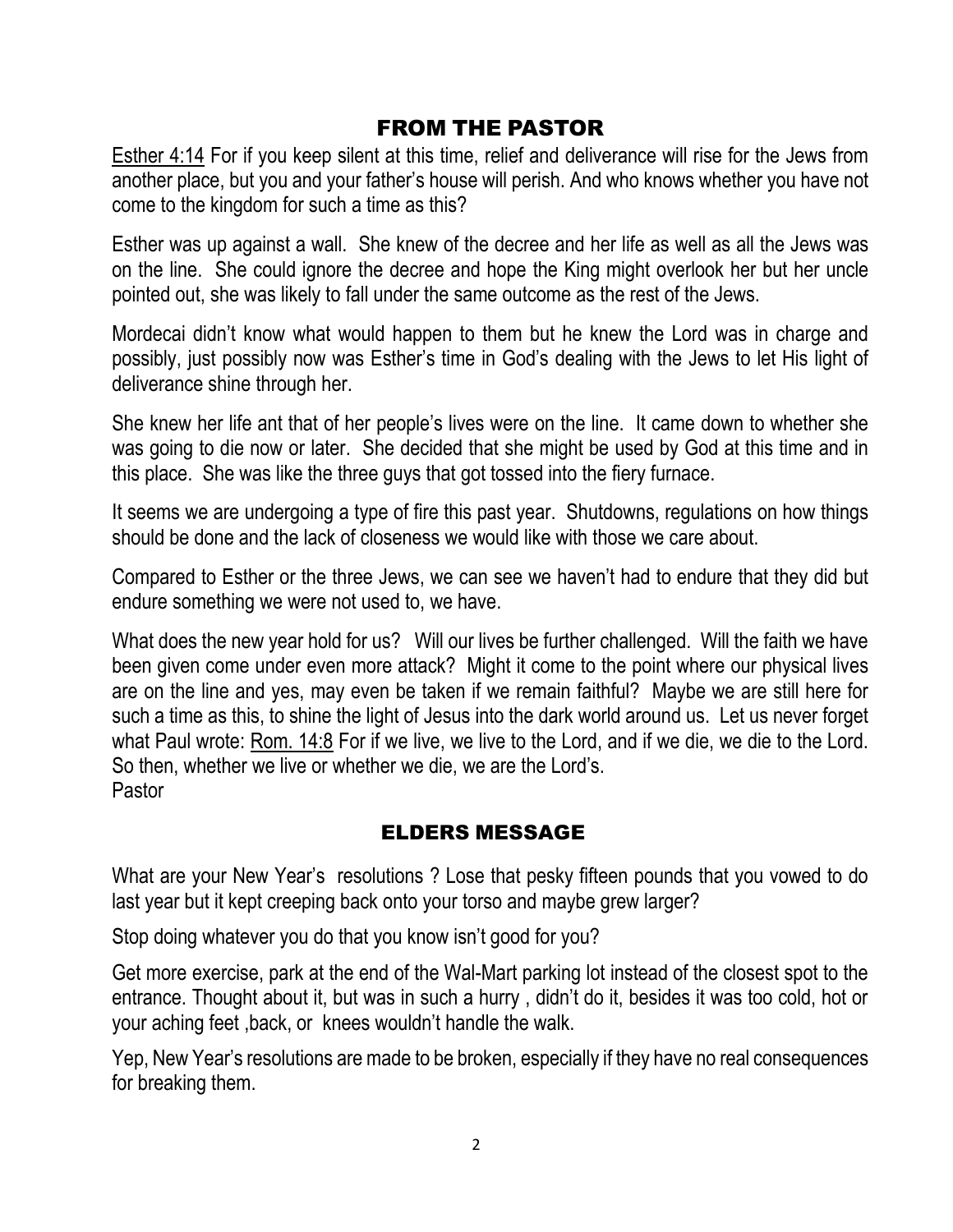## FROM THE PASTOR

Esther 4:14 For if you keep silent at this time, relief and deliverance will rise for the Jews from another place, but you and your father's house will perish. And who knows whether you have not come to the kingdom for such a time as this?

Esther was up against a wall. She knew of the decree and her life as well as all the Jews was on the line. She could ignore the decree and hope the King might overlook her but her uncle pointed out, she was likely to fall under the same outcome as the rest of the Jews.

Mordecai didn't know what would happen to them but he knew the Lord was in charge and possibly, just possibly now was Esther's time in God's dealing with the Jews to let His light of deliverance shine through her.

She knew her life ant that of her people's lives were on the line. It came down to whether she was going to die now or later. She decided that she might be used by God at this time and in this place. She was like the three guys that got tossed into the fiery furnace.

It seems we are undergoing a type of fire this past year. Shutdowns, regulations on how things should be done and the lack of closeness we would like with those we care about.

Compared to Esther or the three Jews, we can see we haven't had to endure that they did but endure something we were not used to, we have.

What does the new year hold for us? Will our lives be further challenged. Will the faith we have been given come under even more attack? Might it come to the point where our physical lives are on the line and yes, may even be taken if we remain faithful? Maybe we are still here for such a time as this, to shine the light of Jesus into the dark world around us. Let us never forget what Paul wrote: Rom. 14:8 For if we live, we live to the Lord, and if we die, we die to the Lord. So then, whether we live or whether we die, we are the Lord's.
Pastor

## ELDERS MESSAGE

What are your New Year's resolutions ? Lose that pesky fifteen pounds that you vowed to do last year but it kept creeping back onto your torso and maybe grew larger?

Stop doing whatever you do that you know isn't good for you?

Get more exercise, park at the end of the Wal-Mart parking lot instead of the closest spot to the entrance. Thought about it, but was in such a hurry , didn't do it, besides it was too cold, hot or your aching feet ,back, or knees wouldn't handle the walk.

Yep, New Year's resolutions are made to be broken, especially if they have no real consequences for breaking them.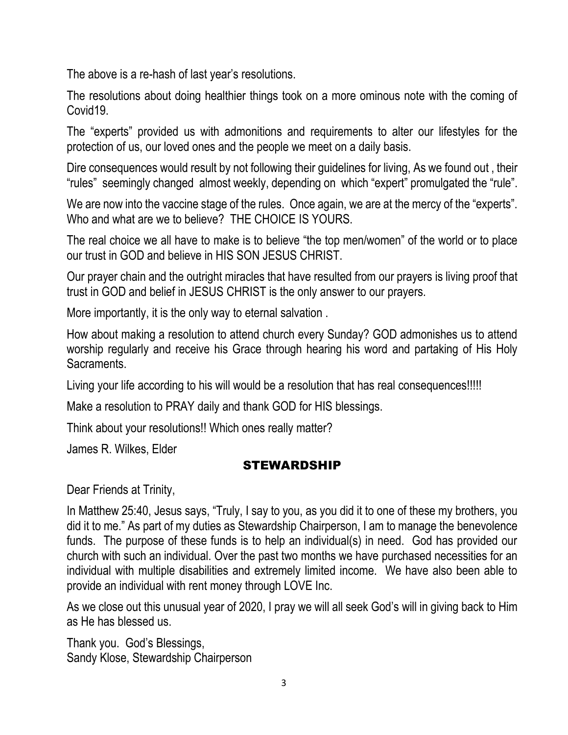The above is a re-hash of last year's resolutions.

The resolutions about doing healthier things took on a more ominous note with the coming of Covid19.

The "experts" provided us with admonitions and requirements to alter our lifestyles for the protection of us, our loved ones and the people we meet on a daily basis.

Dire consequences would result by not following their guidelines for living, As we found out , their "rules" seemingly changed almost weekly, depending on which "expert" promulgated the "rule".

We are now into the vaccine stage of the rules. Once again, we are at the mercy of the "experts". Who and what are we to believe? THE CHOICE IS YOURS.

The real choice we all have to make is to believe "the top men/women" of the world or to place our trust in GOD and believe in HIS SON JESUS CHRIST.

Our prayer chain and the outright miracles that have resulted from our prayers is living proof that trust in GOD and belief in JESUS CHRIST is the only answer to our prayers.

More importantly, it is the only way to eternal salvation .

How about making a resolution to attend church every Sunday? GOD admonishes us to attend worship regularly and receive his Grace through hearing his word and partaking of His Holy Sacraments.

Living your life according to his will would be a resolution that has real consequences!!!!!

Make a resolution to PRAY daily and thank GOD for HIS blessings.

Think about your resolutions!! Which ones really matter?

James R. Wilkes, Elder

## STEWARDSHIP

Dear Friends at Trinity,

In Matthew 25:40, Jesus says, "Truly, I say to you, as you did it to one of these my brothers, you did it to me." As part of my duties as Stewardship Chairperson, I am to manage the benevolence funds. The purpose of these funds is to help an individual(s) in need. God has provided our church with such an individual. Over the past two months we have purchased necessities for an individual with multiple disabilities and extremely limited income. We have also been able to provide an individual with rent money through LOVE Inc.

As we close out this unusual year of 2020, I pray we will all seek God's will in giving back to Him as He has blessed us.

Thank you. God's Blessings,
Sandy Klose, Stewardship Chairperson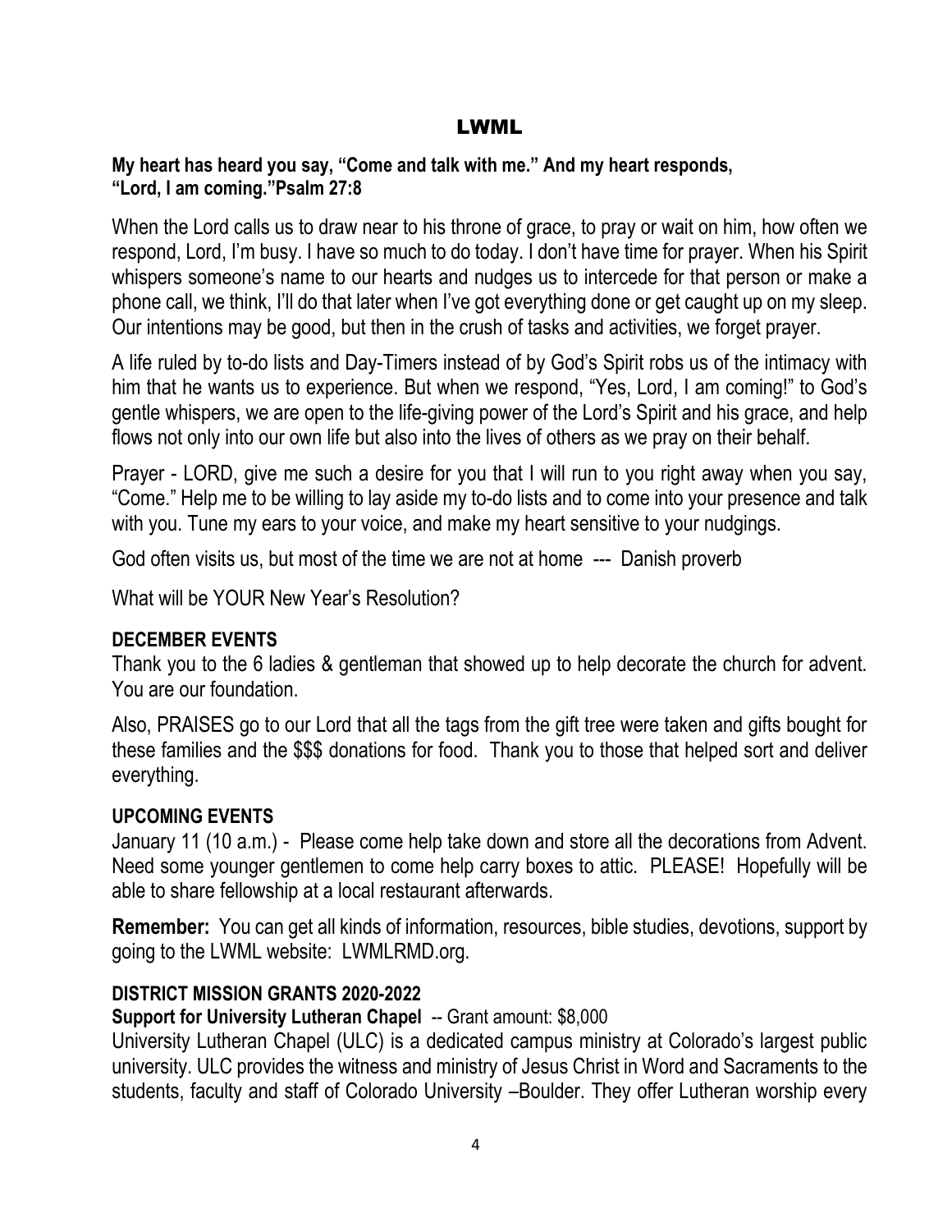# LWML

**My heart has heard you say, "Come and talk with me." And my heart responds, "Lord, I am coming."Psalm 27:8**

When the Lord calls us to draw near to his throne of grace, to pray or wait on him, how often we respond, Lord, I'm busy. I have so much to do today. I don't have time for prayer. When his Spirit whispers someone's name to our hearts and nudges us to intercede for that person or make a phone call, we think, I'll do that later when I've got everything done or get caught up on my sleep. Our intentions may be good, but then in the crush of tasks and activities, we forget prayer.

A life ruled by to-do lists and Day-Timers instead of by God's Spirit robs us of the intimacy with him that he wants us to experience. But when we respond, "Yes, Lord, I am coming!" to God's gentle whispers, we are open to the life-giving power of the Lord's Spirit and his grace, and help flows not only into our own life but also into the lives of others as we pray on their behalf.

Prayer - LORD, give me such a desire for you that I will run to you right away when you say, "Come." Help me to be willing to lay aside my to-do lists and to come into your presence and talk with you. Tune my ears to your voice, and make my heart sensitive to your nudgings.

God often visits us, but most of the time we are not at home --- Danish proverb

What will be YOUR New Year's Resolution?

**DECEMBER EVENTS**

Thank you to the 6 ladies & gentleman that showed up to help decorate the church for advent. You are our foundation.

Also, PRAISES go to our Lord that all the tags from the gift tree were taken and gifts bought for these families and the $$$ donations for food. Thank you to those that helped sort and deliver everything.

**UPCOMING EVENTS**

January 11 (10 a.m.) - Please come help take down and store all the decorations from Advent. Need some younger gentlemen to come help carry boxes to attic. PLEASE! Hopefully will be able to share fellowship at a local restaurant afterwards.

**Remember:** You can get all kinds of information, resources, bible studies, devotions, support by going to the LWML website: LWMLRMD.org.

**DISTRICT MISSION GRANTS 2020-2022**

**Support for University Lutheran Chapel** -- Grant amount: $8,000

University Lutheran Chapel (ULC) is a dedicated campus ministry at Colorado's largest public university. ULC provides the witness and ministry of Jesus Christ in Word and Sacraments to the students, faculty and staff of Colorado University –Boulder. They offer Lutheran worship every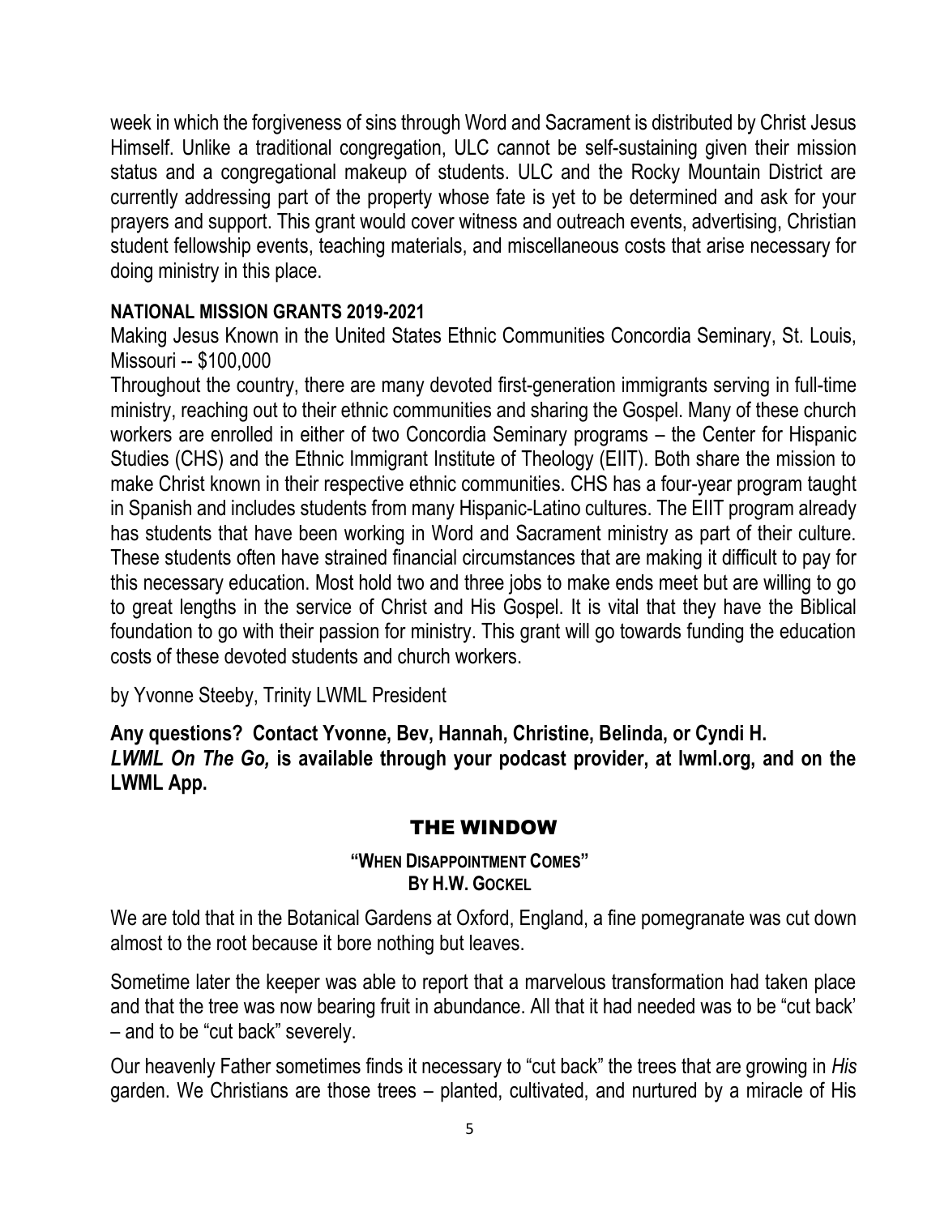week in which the forgiveness of sins through Word and Sacrament is distributed by Christ Jesus Himself. Unlike a traditional congregation, ULC cannot be self-sustaining given their mission status and a congregational makeup of students. ULC and the Rocky Mountain District are currently addressing part of the property whose fate is yet to be determined and ask for your prayers and support. This grant would cover witness and outreach events, advertising, Christian student fellowship events, teaching materials, and miscellaneous costs that arise necessary for doing ministry in this place.

**NATIONAL MISSION GRANTS 2019-2021**

Making Jesus Known in the United States Ethnic Communities Concordia Seminary, St. Louis, Missouri -- $100,000

Throughout the country, there are many devoted first-generation immigrants serving in full-time ministry, reaching out to their ethnic communities and sharing the Gospel. Many of these church workers are enrolled in either of two Concordia Seminary programs – the Center for Hispanic Studies (CHS) and the Ethnic Immigrant Institute of Theology (EIIT). Both share the mission to make Christ known in their respective ethnic communities. CHS has a four-year program taught in Spanish and includes students from many Hispanic-Latino cultures. The EIIT program already has students that have been working in Word and Sacrament ministry as part of their culture. These students often have strained financial circumstances that are making it difficult to pay for this necessary education. Most hold two and three jobs to make ends meet but are willing to go to great lengths in the service of Christ and His Gospel. It is vital that they have the Biblical foundation to go with their passion for ministry. This grant will go towards funding the education costs of these devoted students and church workers.

by Yvonne Steeby, Trinity LWML President

**Any questions? Contact Yvonne, Bev, Hannah, Christine, Belinda, or Cyndi H.**
***LWML On The Go,*** **is available through your podcast provider, at lwml.org, and on the LWML App.**

## THE WINDOW

**"WHEN DISAPPOINTMENT COMES"**
**BY H.W. GOCKEL**

We are told that in the Botanical Gardens at Oxford, England, a fine pomegranate was cut down almost to the root because it bore nothing but leaves.

Sometime later the keeper was able to report that a marvelous transformation had taken place and that the tree was now bearing fruit in abundance. All that it had needed was to be "cut back' – and to be "cut back" severely.

Our heavenly Father sometimes finds it necessary to "cut back" the trees that are growing in *His* garden. We Christians are those trees – planted, cultivated, and nurtured by a miracle of His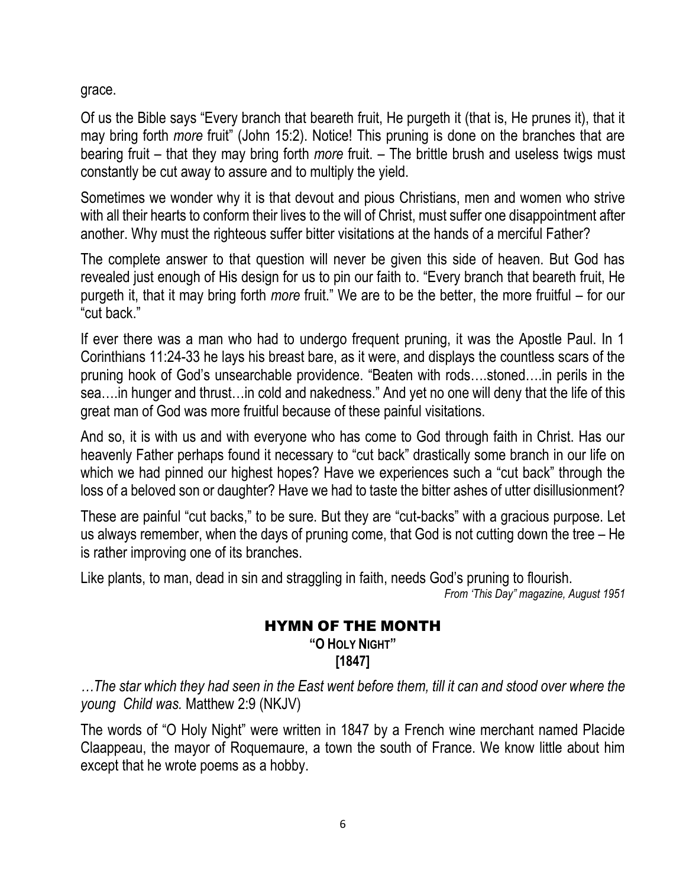grace.

Of us the Bible says "Every branch that beareth fruit, He purgeth it (that is, He prunes it), that it may bring forth *more* fruit" (John 15:2). Notice! This pruning is done on the branches that are bearing fruit – that they may bring forth *more* fruit. – The brittle brush and useless twigs must constantly be cut away to assure and to multiply the yield.

Sometimes we wonder why it is that devout and pious Christians, men and women who strive with all their hearts to conform their lives to the will of Christ, must suffer one disappointment after another. Why must the righteous suffer bitter visitations at the hands of a merciful Father?

The complete answer to that question will never be given this side of heaven. But God has revealed just enough of His design for us to pin our faith to. "Every branch that beareth fruit, He purgeth it, that it may bring forth *more* fruit." We are to be the better, the more fruitful – for our "cut back."

If ever there was a man who had to undergo frequent pruning, it was the Apostle Paul. In 1 Corinthians 11:24-33 he lays his breast bare, as it were, and displays the countless scars of the pruning hook of God's unsearchable providence. "Beaten with rods….stoned….in perils in the sea….in hunger and thrust…in cold and nakedness." And yet no one will deny that the life of this great man of God was more fruitful because of these painful visitations.

And so, it is with us and with everyone who has come to God through faith in Christ. Has our heavenly Father perhaps found it necessary to "cut back" drastically some branch in our life on which we had pinned our highest hopes? Have we experiences such a "cut back" through the loss of a beloved son or daughter? Have we had to taste the bitter ashes of utter disillusionment?

These are painful "cut backs," to be sure. But they are "cut-backs" with a gracious purpose. Let us always remember, when the days of pruning come, that God is not cutting down the tree – He is rather improving one of its branches.

Like plants, to man, dead in sin and straggling in faith, needs God's pruning to flourish.

*From 'This Day" magazine, August 1951*

## HYMN OF THE MONTH

**"O HOLY NIGHT"**

**[1847]**

*…The star which they had seen in the East went before them, till it can and stood over where the young Child was.* Matthew 2:9 (NKJV)

The words of "O Holy Night" were written in 1847 by a French wine merchant named Placide Claappeau, the mayor of Roquemaure, a town the south of France. We know little about him except that he wrote poems as a hobby.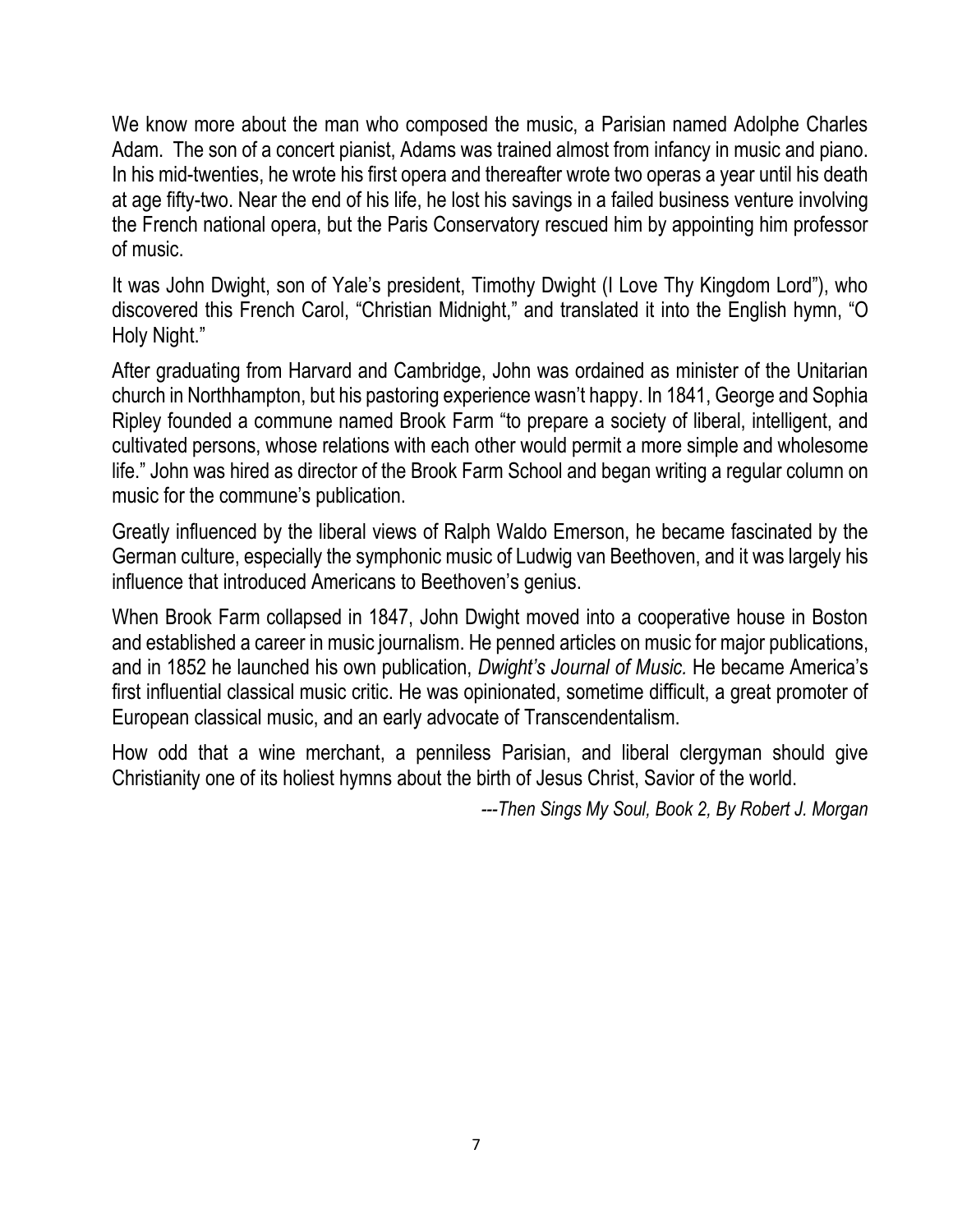We know more about the man who composed the music, a Parisian named Adolphe Charles Adam. The son of a concert pianist, Adams was trained almost from infancy in music and piano. In his mid-twenties, he wrote his first opera and thereafter wrote two operas a year until his death at age fifty-two. Near the end of his life, he lost his savings in a failed business venture involving the French national opera, but the Paris Conservatory rescued him by appointing him professor of music.

It was John Dwight, son of Yale's president, Timothy Dwight (I Love Thy Kingdom Lord"), who discovered this French Carol, "Christian Midnight," and translated it into the English hymn, "O Holy Night."

After graduating from Harvard and Cambridge, John was ordained as minister of the Unitarian church in Northhampton, but his pastoring experience wasn't happy. In 1841, George and Sophia Ripley founded a commune named Brook Farm "to prepare a society of liberal, intelligent, and cultivated persons, whose relations with each other would permit a more simple and wholesome life." John was hired as director of the Brook Farm School and began writing a regular column on music for the commune's publication.

Greatly influenced by the liberal views of Ralph Waldo Emerson, he became fascinated by the German culture, especially the symphonic music of Ludwig van Beethoven, and it was largely his influence that introduced Americans to Beethoven's genius.

When Brook Farm collapsed in 1847, John Dwight moved into a cooperative house in Boston and established a career in music journalism. He penned articles on music for major publications, and in 1852 he launched his own publication, *Dwight's Journal of Music.* He became America's first influential classical music critic. He was opinionated, sometime difficult, a great promoter of European classical music, and an early advocate of Transcendentalism.

How odd that a wine merchant, a penniless Parisian, and liberal clergyman should give Christianity one of its holiest hymns about the birth of Jesus Christ, Savior of the world.

*---Then Sings My Soul, Book 2, By Robert J. Morgan*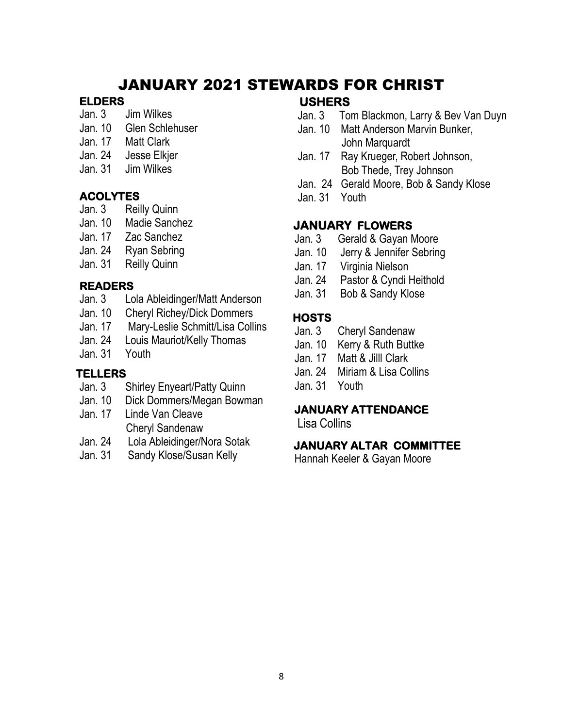# JANUARY 2021 STEWARDS FOR CHRIST

## ELDERS

Jan. 3 Jim Wilkes
Jan. 10 Glen Schlehuser
Jan. 17 Matt Clark
Jan. 24 Jesse Elkjer
Jan. 31 Jim Wilkes

## ACOLYTES

Jan. 3 Reilly Quinn
Jan. 10 Madie Sanchez
Jan. 17 Zac Sanchez
Jan. 24 Ryan Sebring
Jan. 31 Reilly Quinn

## READERS

Jan. 3 Lola Ableidinger/Matt Anderson
Jan. 10 Cheryl Richey/Dick Dommers
Jan. 17 Mary-Leslie Schmitt/Lisa Collins
Jan. 24 Louis Mauriot/Kelly Thomas
Jan. 31 Youth

## TELLERS

Jan. 3 Shirley Enyeart/Patty Quinn
Jan. 10 Dick Dommers/Megan Bowman
Jan. 17 Linde Van Cleave
Cheryl Sandenaw
Jan. 24 Lola Ableidinger/Nora Sotak
Jan. 31 Sandy Klose/Susan Kelly

## USHERS

Jan. 3 Tom Blackmon, Larry & Bev Van Duyn
Jan. 10 Matt Anderson Marvin Bunker,
John Marquardt
Jan. 17 Ray Krueger, Robert Johnson,
Bob Thede, Trey Johnson
Jan. 24 Gerald Moore, Bob & Sandy Klose
Jan. 31 Youth

## JANUARY FLOWERS

Jan. 3 Gerald & Gayan Moore
Jan. 10 Jerry & Jennifer Sebring
Jan. 17 Virginia Nielson
Jan. 24 Pastor & Cyndi Heithold
Jan. 31 Bob & Sandy Klose

## HOSTS

Jan. 3 Cheryl Sandenaw
Jan. 10 Kerry & Ruth Buttke
Jan. 17 Matt & Jilll Clark
Jan. 24 Miriam & Lisa Collins
Jan. 31 Youth

## JANUARY ATTENDANCE

Lisa Collins

## JANUARY ALTAR COMMITTEE

Hannah Keeler & Gayan Moore